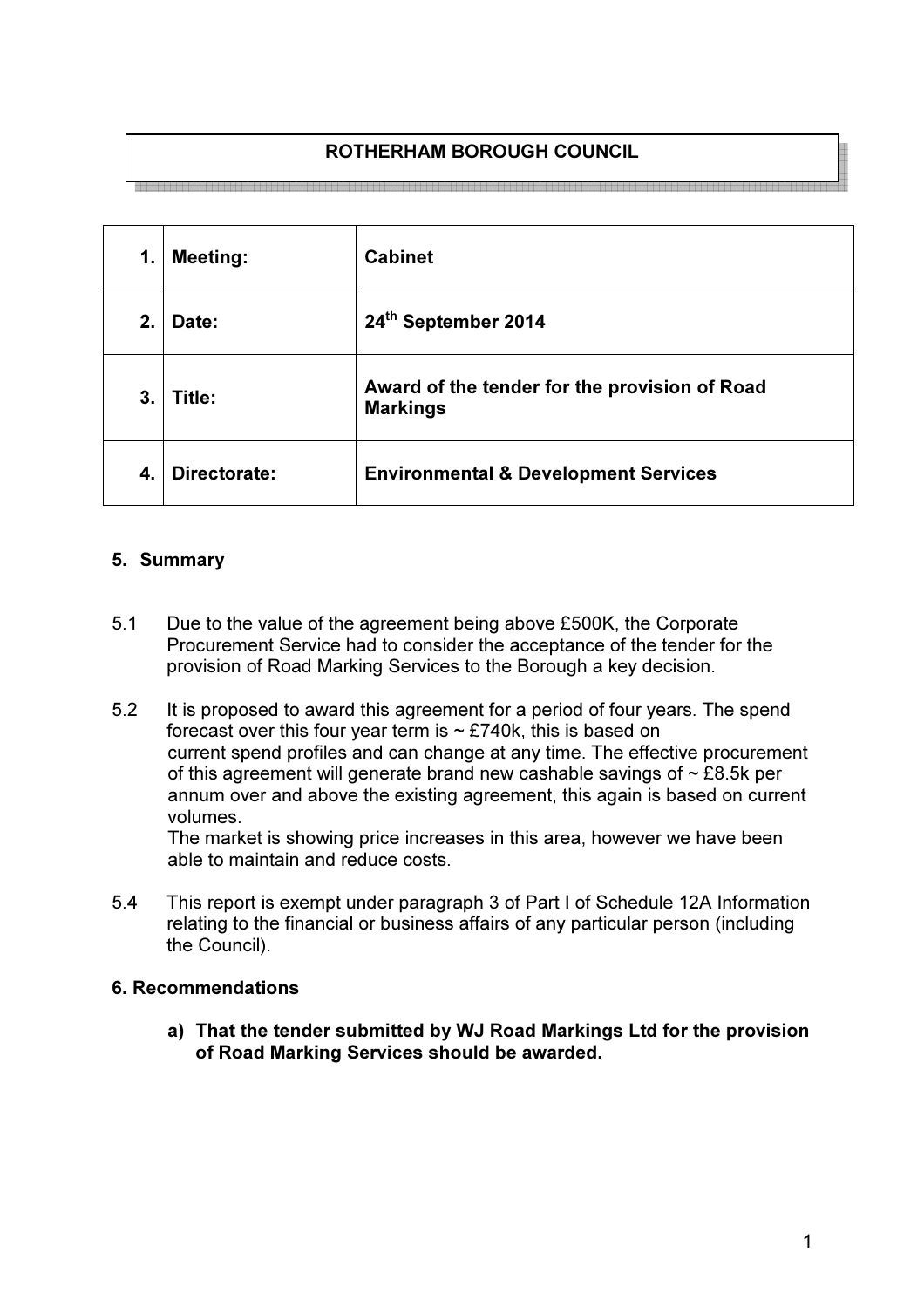**ROTHERHAM BOROUGH COUNCIL**

| | | |
|---|---|---|
| **1.** | **Meeting:** | **Cabinet** |
| **2.** | **Date:** | **24th September 2014** |
| **3.** | **Title:** | **Award of the tender for the provision of Road Markings** |
| **4.** | **Directorate:** | **Environmental & Development Services** |

**5. Summary**

5.1 Due to the value of the agreement being above £500K, the Corporate Procurement Service had to consider the acceptance of the tender for the provision of Road Marking Services to the Borough a key decision.

5.2 It is proposed to award this agreement for a period of four years. The spend forecast over this four year term is ~ £740k, this is based on current spend profiles and can change at any time. The effective procurement of this agreement will generate brand new cashable savings of ~ £8.5k per annum over and above the existing agreement, this again is based on current volumes.
The market is showing price increases in this area, however we have been able to maintain and reduce costs.

5.4 This report is exempt under paragraph 3 of Part I of Schedule 12A Information relating to the financial or business affairs of any particular person (including the Council).

**6. Recommendations**

**a) That the tender submitted by WJ Road Markings Ltd for the provision of Road Marking Services should be awarded.**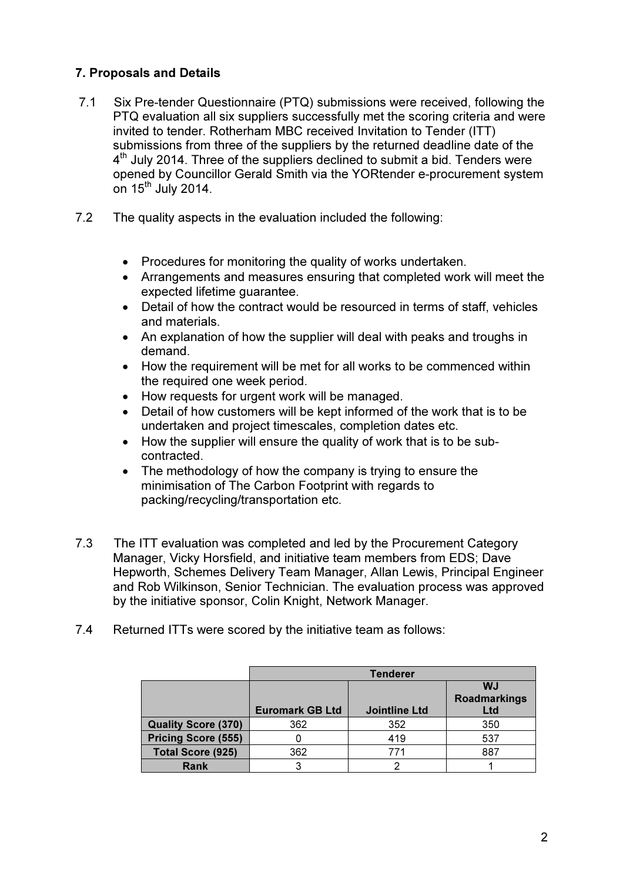### 7. Proposals and Details

7.1 Six Pre-tender Questionnaire (PTQ) submissions were received, following the PTQ evaluation all six suppliers successfully met the scoring criteria and were invited to tender. Rotherham MBC received Invitation to Tender (ITT) submissions from three of the suppliers by the returned deadline date of the 4th July 2014. Three of the suppliers declined to submit a bid. Tenders were opened by Councillor Gerald Smith via the YORtender e-procurement system on 15th July 2014.

7.2 The quality aspects in the evaluation included the following:

- Procedures for monitoring the quality of works undertaken.
- Arrangements and measures ensuring that completed work will meet the expected lifetime guarantee.
- Detail of how the contract would be resourced in terms of staff, vehicles and materials.
- An explanation of how the supplier will deal with peaks and troughs in demand.
- How the requirement will be met for all works to be commenced within the required one week period.
- How requests for urgent work will be managed.
- Detail of how customers will be kept informed of the work that is to be undertaken and project timescales, completion dates etc.
- How the supplier will ensure the quality of work that is to be sub-contracted.
- The methodology of how the company is trying to ensure the minimisation of The Carbon Footprint with regards to packing/recycling/transportation etc.

7.3 The ITT evaluation was completed and led by the Procurement Category Manager, Vicky Horsfield, and initiative team members from EDS; Dave Hepworth, Schemes Delivery Team Manager, Allan Lewis, Principal Engineer and Rob Wilkinson, Senior Technician. The evaluation process was approved by the initiative sponsor, Colin Knight, Network Manager.

7.4 Returned ITTs were scored by the initiative team as follows:

| | Tenderer | | |
|---|---|---|---|
| | **Euromark GB Ltd** | **Jointline Ltd** | **WJ Roadmarkings Ltd** |
| **Quality Score (370)** | 362 | 352 | 350 |
| **Pricing Score (555)** | 0 | 419 | 537 |
| **Total Score (925)** | 362 | 771 | 887 |
| **Rank** | 3 | 2 | 1 |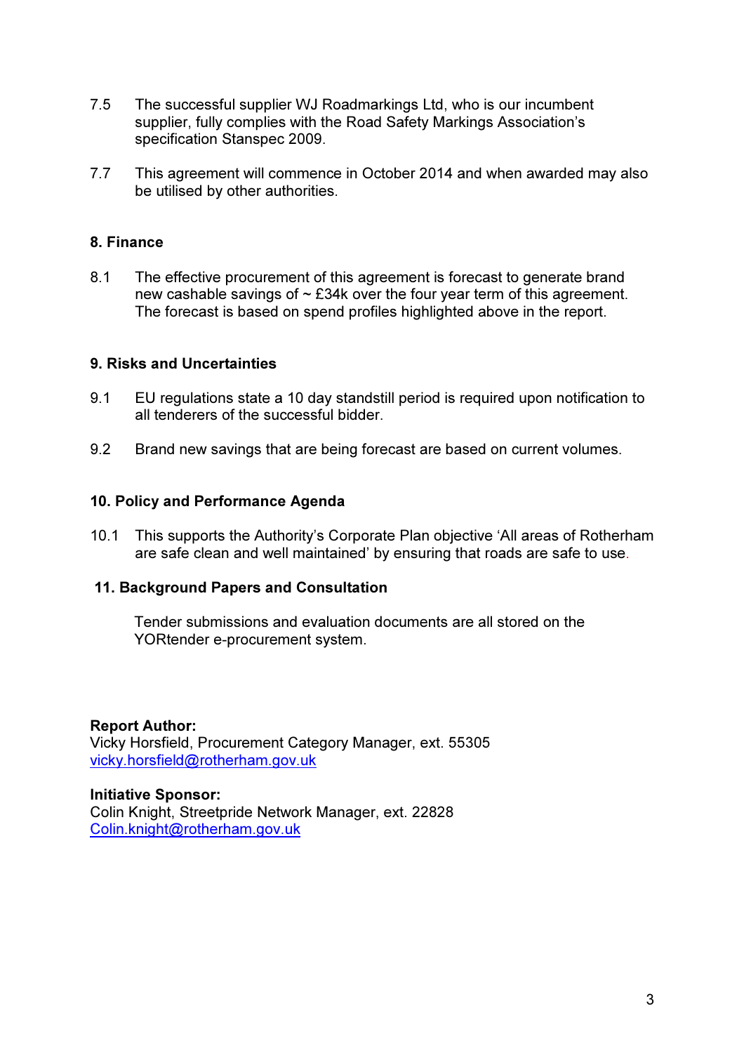7.5 The successful supplier WJ Roadmarkings Ltd, who is our incumbent supplier, fully complies with the Road Safety Markings Association's specification Stanspec 2009.

7.7 This agreement will commence in October 2014 and when awarded may also be utilised by other authorities.

## 8. Finance

8.1 The effective procurement of this agreement is forecast to generate brand new cashable savings of ~ £34k over the four year term of this agreement. The forecast is based on spend profiles highlighted above in the report.

## 9. Risks and Uncertainties

9.1 EU regulations state a 10 day standstill period is required upon notification to all tenderers of the successful bidder.

9.2 Brand new savings that are being forecast are based on current volumes.

## 10. Policy and Performance Agenda

10.1 This supports the Authority's Corporate Plan objective 'All areas of Rotherham are safe clean and well maintained' by ensuring that roads are safe to use.

## 11. Background Papers and Consultation

Tender submissions and evaluation documents are all stored on the YORtender e-procurement system.

**Report Author:**
Vicky Horsfield, Procurement Category Manager, ext. 55305
vicky.horsfield@rotherham.gov.uk

**Initiative Sponsor:**
Colin Knight, Streetpride Network Manager, ext. 22828
Colin.knight@rotherham.gov.uk